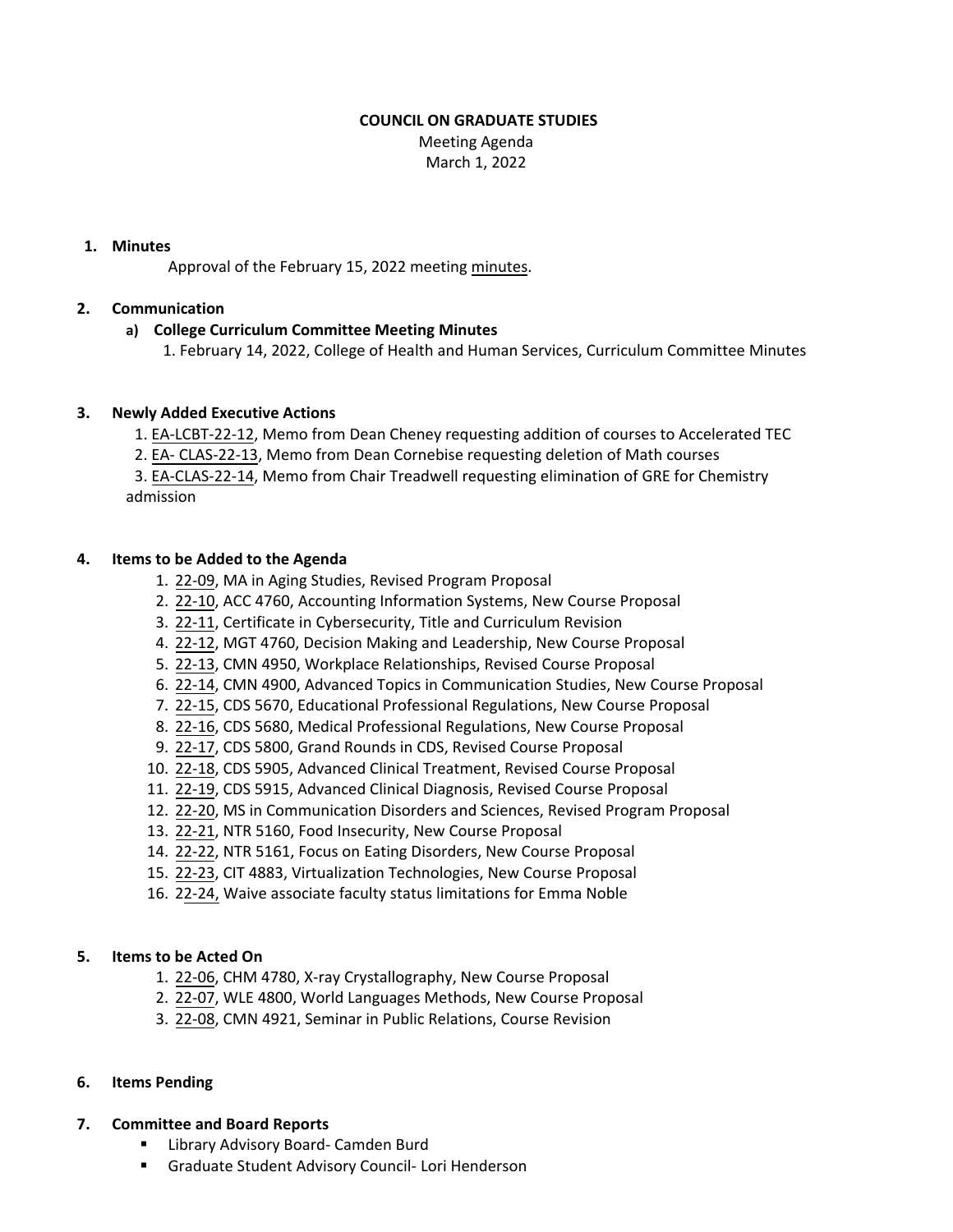**COUNCIL ON GRADUATE STUDIES**

Meeting Agenda

March 1, 2022

1. **Minutes**

   Approval of the February 15, 2022 meeting minutes.

2. **Communication**

   a) **College Curriculum Committee Meeting Minutes**

      1. February 14, 2022, College of Health and Human Services, Curriculum Committee Minutes

3. **Newly Added Executive Actions**

   1. EA-LCBT-22-12, Memo from Dean Cheney requesting addition of courses to Accelerated TEC
   2. EA- CLAS-22-13, Memo from Dean Cornebise requesting deletion of Math courses
   3. EA-CLAS-22-14, Memo from Chair Treadwell requesting elimination of GRE for Chemistry admission

4. **Items to be Added to the Agenda**

   1. 22-09, MA in Aging Studies, Revised Program Proposal
   2. 22-10, ACC 4760, Accounting Information Systems, New Course Proposal
   3. 22-11, Certificate in Cybersecurity, Title and Curriculum Revision
   4. 22-12, MGT 4760, Decision Making and Leadership, New Course Proposal
   5. 22-13, CMN 4950, Workplace Relationships, Revised Course Proposal
   6. 22-14, CMN 4900, Advanced Topics in Communication Studies, New Course Proposal
   7. 22-15, CDS 5670, Educational Professional Regulations, New Course Proposal
   8. 22-16, CDS 5680, Medical Professional Regulations, New Course Proposal
   9. 22-17, CDS 5800, Grand Rounds in CDS, Revised Course Proposal
   10. 22-18, CDS 5905, Advanced Clinical Treatment, Revised Course Proposal
   11. 22-19, CDS 5915, Advanced Clinical Diagnosis, Revised Course Proposal
   12. 22-20, MS in Communication Disorders and Sciences, Revised Program Proposal
   13. 22-21, NTR 5160, Food Insecurity, New Course Proposal
   14. 22-22, NTR 5161, Focus on Eating Disorders, New Course Proposal
   15. 22-23, CIT 4883, Virtualization Technologies, New Course Proposal
   16. 22-24, Waive associate faculty status limitations for Emma Noble

5. **Items to be Acted On**

   1. 22-06, CHM 4780, X-ray Crystallography, New Course Proposal
   2. 22-07, WLE 4800, World Languages Methods, New Course Proposal
   3. 22-08, CMN 4921, Seminar in Public Relations, Course Revision

6. **Items Pending**

7. **Committee and Board Reports**

   - Library Advisory Board- Camden Burd
   - Graduate Student Advisory Council- Lori Henderson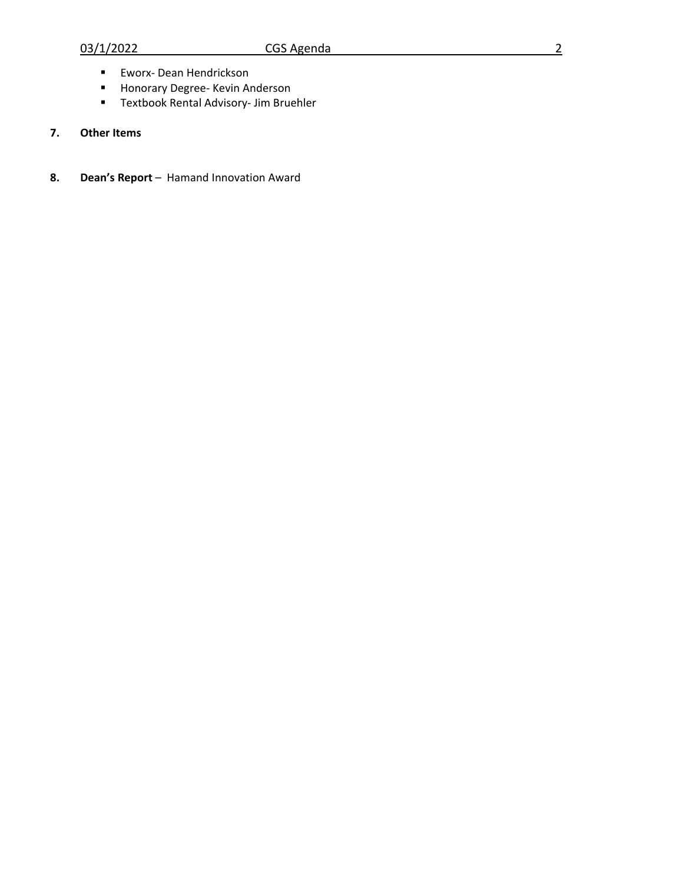- Eworx- Dean Hendrickson
- Honorary Degree- Kevin Anderson
- Textbook Rental Advisory- Jim Bruehler

**7. Other Items**

**8. Dean's Report** – Hamand Innovation Award